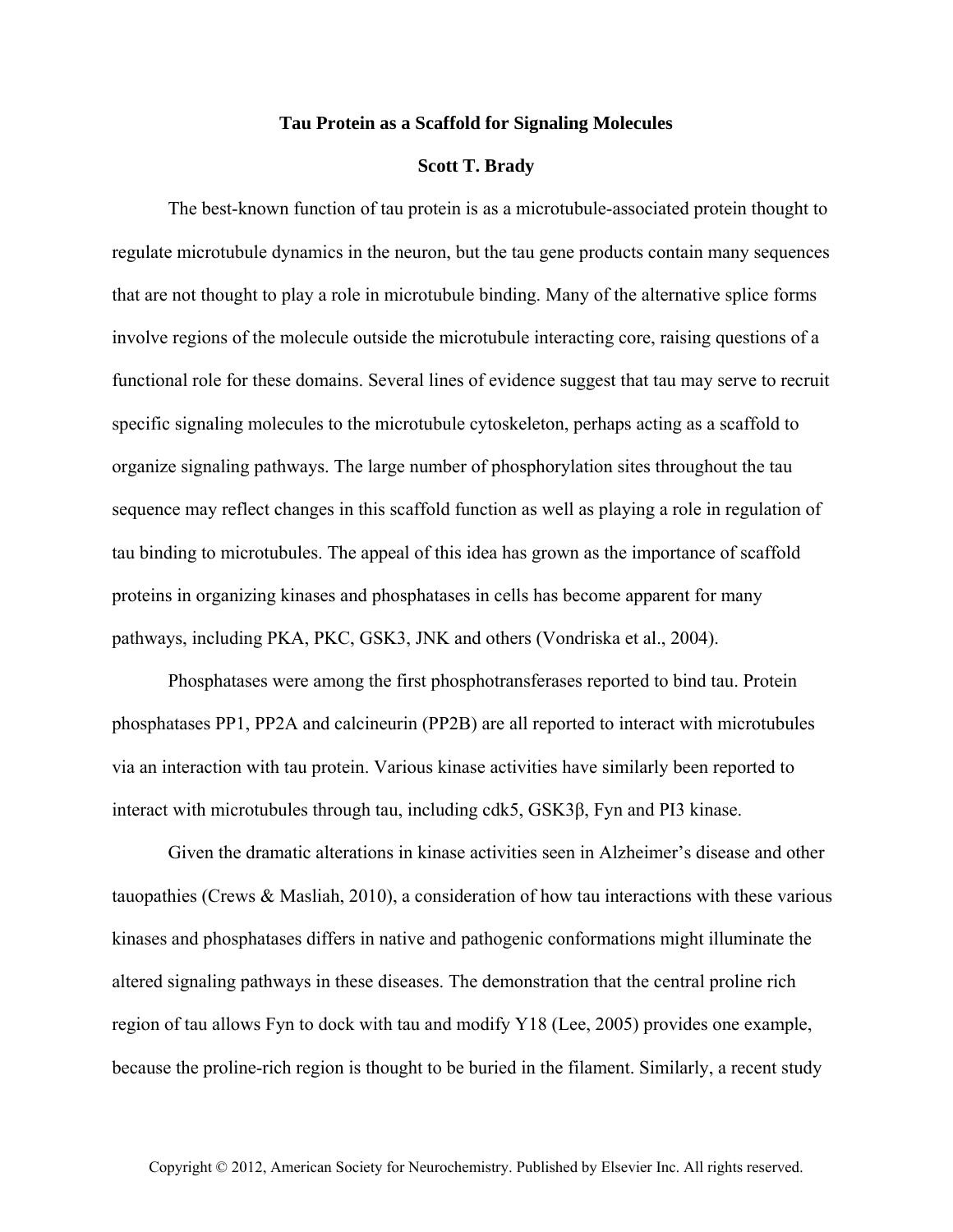# Tau Protein as a Scaffold for Signaling Molecules

**Scott T. Brady**

The best-known function of tau protein is as a microtubule-associated protein thought to regulate microtubule dynamics in the neuron, but the tau gene products contain many sequences that are not thought to play a role in microtubule binding. Many of the alternative splice forms involve regions of the molecule outside the microtubule interacting core, raising questions of a functional role for these domains. Several lines of evidence suggest that tau may serve to recruit specific signaling molecules to the microtubule cytoskeleton, perhaps acting as a scaffold to organize signaling pathways. The large number of phosphorylation sites throughout the tau sequence may reflect changes in this scaffold function as well as playing a role in regulation of tau binding to microtubules. The appeal of this idea has grown as the importance of scaffold proteins in organizing kinases and phosphatases in cells has become apparent for many pathways, including PKA, PKC, GSK3, JNK and others (Vondriska et al., 2004).

Phosphatases were among the first phosphotransferases reported to bind tau. Protein phosphatases PP1, PP2A and calcineurin (PP2B) are all reported to interact with microtubules via an interaction with tau protein. Various kinase activities have similarly been reported to interact with microtubules through tau, including cdk5, GSK3β, Fyn and PI3 kinase.

Given the dramatic alterations in kinase activities seen in Alzheimer's disease and other tauopathies (Crews & Masliah, 2010), a consideration of how tau interactions with these various kinases and phosphatases differs in native and pathogenic conformations might illuminate the altered signaling pathways in these diseases. The demonstration that the central proline rich region of tau allows Fyn to dock with tau and modify Y18 (Lee, 2005) provides one example, because the proline-rich region is thought to be buried in the filament. Similarly, a recent study

Copyright © 2012, American Society for Neurochemistry. Published by Elsevier Inc. All rights reserved.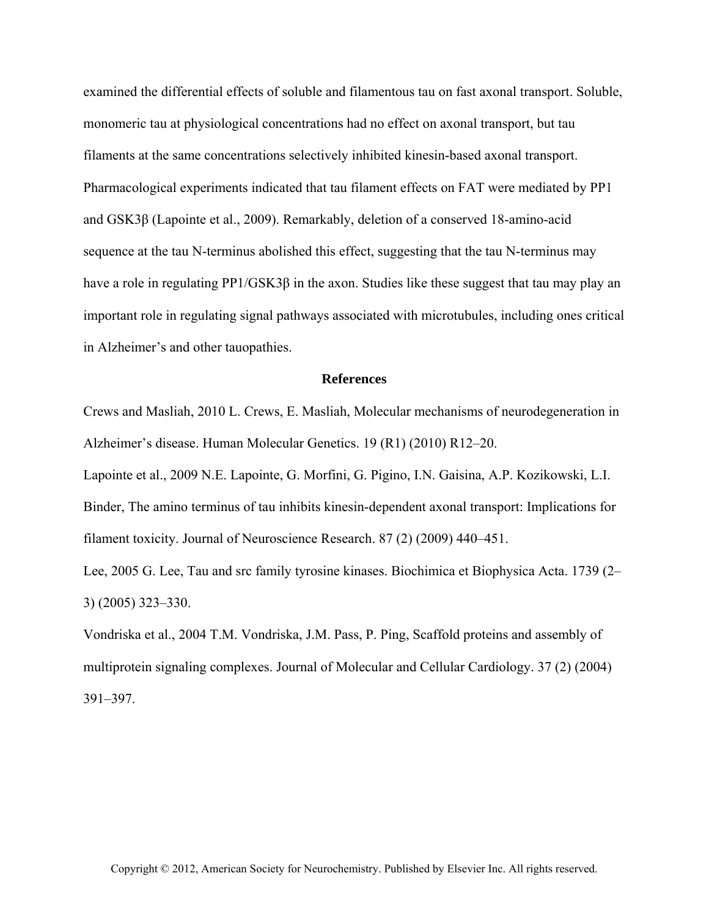examined the differential effects of soluble and filamentous tau on fast axonal transport. Soluble, monomeric tau at physiological concentrations had no effect on axonal transport, but tau filaments at the same concentrations selectively inhibited kinesin-based axonal transport. Pharmacological experiments indicated that tau filament effects on FAT were mediated by PP1 and GSK3β (Lapointe et al., 2009). Remarkably, deletion of a conserved 18-amino-acid sequence at the tau N-terminus abolished this effect, suggesting that the tau N-terminus may have a role in regulating PP1/GSK3β in the axon. Studies like these suggest that tau may play an important role in regulating signal pathways associated with microtubules, including ones critical in Alzheimer's and other tauopathies.

## References

Crews and Masliah, 2010 L. Crews, E. Masliah, Molecular mechanisms of neurodegeneration in Alzheimer's disease. Human Molecular Genetics. 19 (R1) (2010) R12–20.

Lapointe et al., 2009 N.E. Lapointe, G. Morfini, G. Pigino, I.N. Gaisina, A.P. Kozikowski, L.I. Binder, The amino terminus of tau inhibits kinesin-dependent axonal transport: Implications for filament toxicity. Journal of Neuroscience Research. 87 (2) (2009) 440–451.

Lee, 2005 G. Lee, Tau and src family tyrosine kinases. Biochimica et Biophysica Acta. 1739 (2–3) (2005) 323–330.

Vondriska et al., 2004 T.M. Vondriska, J.M. Pass, P. Ping, Scaffold proteins and assembly of multiprotein signaling complexes. Journal of Molecular and Cellular Cardiology. 37 (2) (2004) 391–397.

Copyright © 2012, American Society for Neurochemistry. Published by Elsevier Inc. All rights reserved.